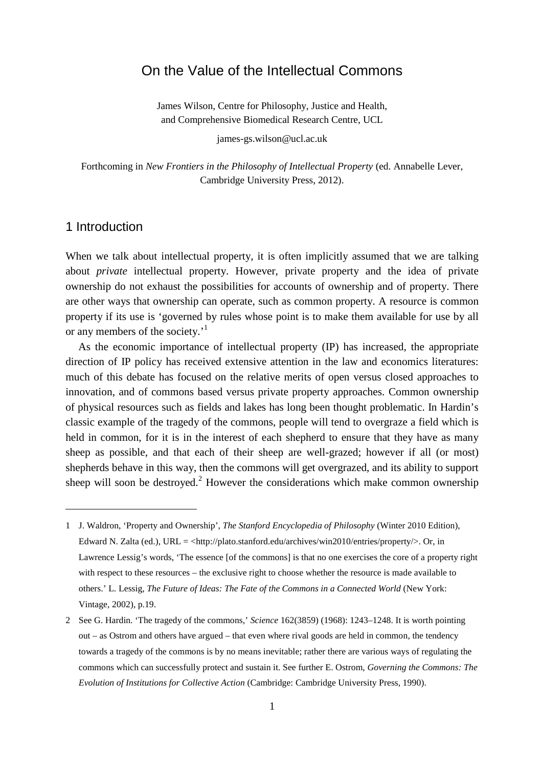# On the Value of the Intellectual Commons

James Wilson, Centre for Philosophy, Justice and Health, and Comprehensive Biomedical Research Centre, UCL

james-gs.wilson@ucl.ac.uk

Forthcoming in *New Frontiers in the Philosophy of Intellectual Property* (ed. Annabelle Lever, Cambridge University Press, 2012).

## 1 Introduction

When we talk about intellectual property, it is often implicitly assumed that we are talking about *private* intellectual property. However, private property and the idea of private ownership do not exhaust the possibilities for accounts of ownership and of property. There are other ways that ownership can operate, such as common property. A resource is common property if its use is 'governed by rules whose point is to make them available for use by all or any members of the society.'[1]

As the economic importance of intellectual property (IP) has increased, the appropriate direction of IP policy has received extensive attention in the law and economics literatures: much of this debate has focused on the relative merits of open versus closed approaches to innovation, and of commons based versus private property approaches. Common ownership of physical resources such as fields and lakes has long been thought problematic. In Hardin's classic example of the tragedy of the commons, people will tend to overgraze a field which is held in common, for it is in the interest of each shepherd to ensure that they have as many sheep as possible, and that each of their sheep are well-grazed; however if all (or most) shepherds behave in this way, then the commons will get overgrazed, and its ability to support sheep will soon be destroyed.[2] However the considerations which make common ownership

---

1 J. Waldron, 'Property and Ownership', *The Stanford Encyclopedia of Philosophy* (Winter 2010 Edition), Edward N. Zalta (ed.), URL = <http://plato.stanford.edu/archives/win2010/entries/property/>. Or, in Lawrence Lessig's words, 'The essence [of the commons] is that no one exercises the core of a property right with respect to these resources – the exclusive right to choose whether the resource is made available to others.' L. Lessig, *The Future of Ideas: The Fate of the Commons in a Connected World* (New York: Vintage, 2002), p.19.

2 See G. Hardin. 'The tragedy of the commons,' *Science* 162(3859) (1968): 1243–1248. It is worth pointing out – as Ostrom and others have argued – that even where rival goods are held in common, the tendency towards a tragedy of the commons is by no means inevitable; rather there are various ways of regulating the commons which can successfully protect and sustain it. See further E. Ostrom, *Governing the Commons: The Evolution of Institutions for Collective Action* (Cambridge: Cambridge University Press, 1990).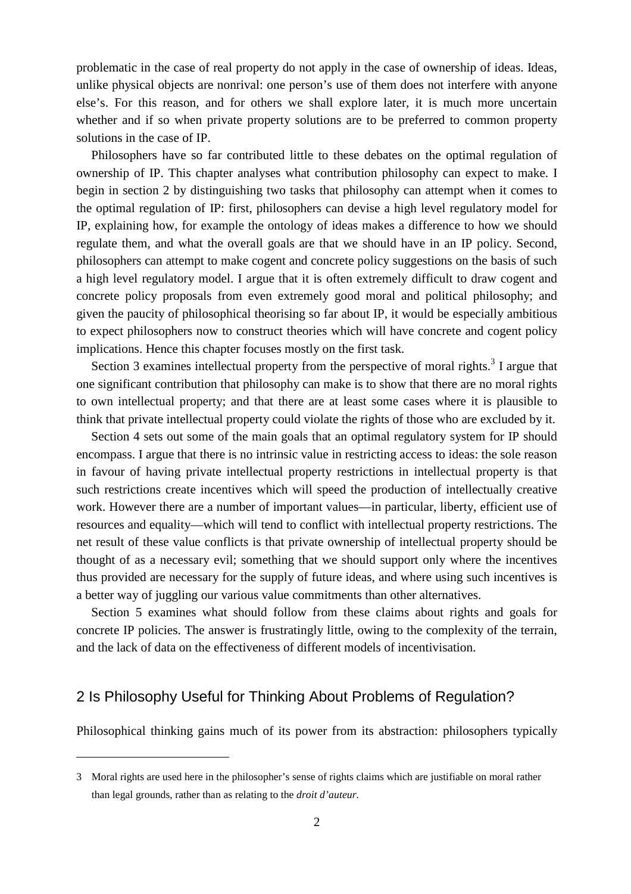problematic in the case of real property do not apply in the case of ownership of ideas. Ideas, unlike physical objects are nonrival: one person's use of them does not interfere with anyone else's. For this reason, and for others we shall explore later, it is much more uncertain whether and if so when private property solutions are to be preferred to common property solutions in the case of IP.

Philosophers have so far contributed little to these debates on the optimal regulation of ownership of IP. This chapter analyses what contribution philosophy can expect to make. I begin in section 2 by distinguishing two tasks that philosophy can attempt when it comes to the optimal regulation of IP: first, philosophers can devise a high level regulatory model for IP, explaining how, for example the ontology of ideas makes a difference to how we should regulate them, and what the overall goals are that we should have in an IP policy. Second, philosophers can attempt to make cogent and concrete policy suggestions on the basis of such a high level regulatory model. I argue that it is often extremely difficult to draw cogent and concrete policy proposals from even extremely good moral and political philosophy; and given the paucity of philosophical theorising so far about IP, it would be especially ambitious to expect philosophers now to construct theories which will have concrete and cogent policy implications. Hence this chapter focuses mostly on the first task.

Section 3 examines intellectual property from the perspective of moral rights.[3] I argue that one significant contribution that philosophy can make is to show that there are no moral rights to own intellectual property; and that there are at least some cases where it is plausible to think that private intellectual property could violate the rights of those who are excluded by it.

Section 4 sets out some of the main goals that an optimal regulatory system for IP should encompass. I argue that there is no intrinsic value in restricting access to ideas: the sole reason in favour of having private intellectual property restrictions in intellectual property is that such restrictions create incentives which will speed the production of intellectually creative work. However there are a number of important values—in particular, liberty, efficient use of resources and equality—which will tend to conflict with intellectual property restrictions. The net result of these value conflicts is that private ownership of intellectual property should be thought of as a necessary evil; something that we should support only where the incentives thus provided are necessary for the supply of future ideas, and where using such incentives is a better way of juggling our various value commitments than other alternatives.

Section 5 examines what should follow from these claims about rights and goals for concrete IP policies. The answer is frustratingly little, owing to the complexity of the terrain, and the lack of data on the effectiveness of different models of incentivisation.

## 2 Is Philosophy Useful for Thinking About Problems of Regulation?

Philosophical thinking gains much of its power from its abstraction: philosophers typically

3 Moral rights are used here in the philosopher's sense of rights claims which are justifiable on moral rather than legal grounds, rather than as relating to the *droit d'auteur*.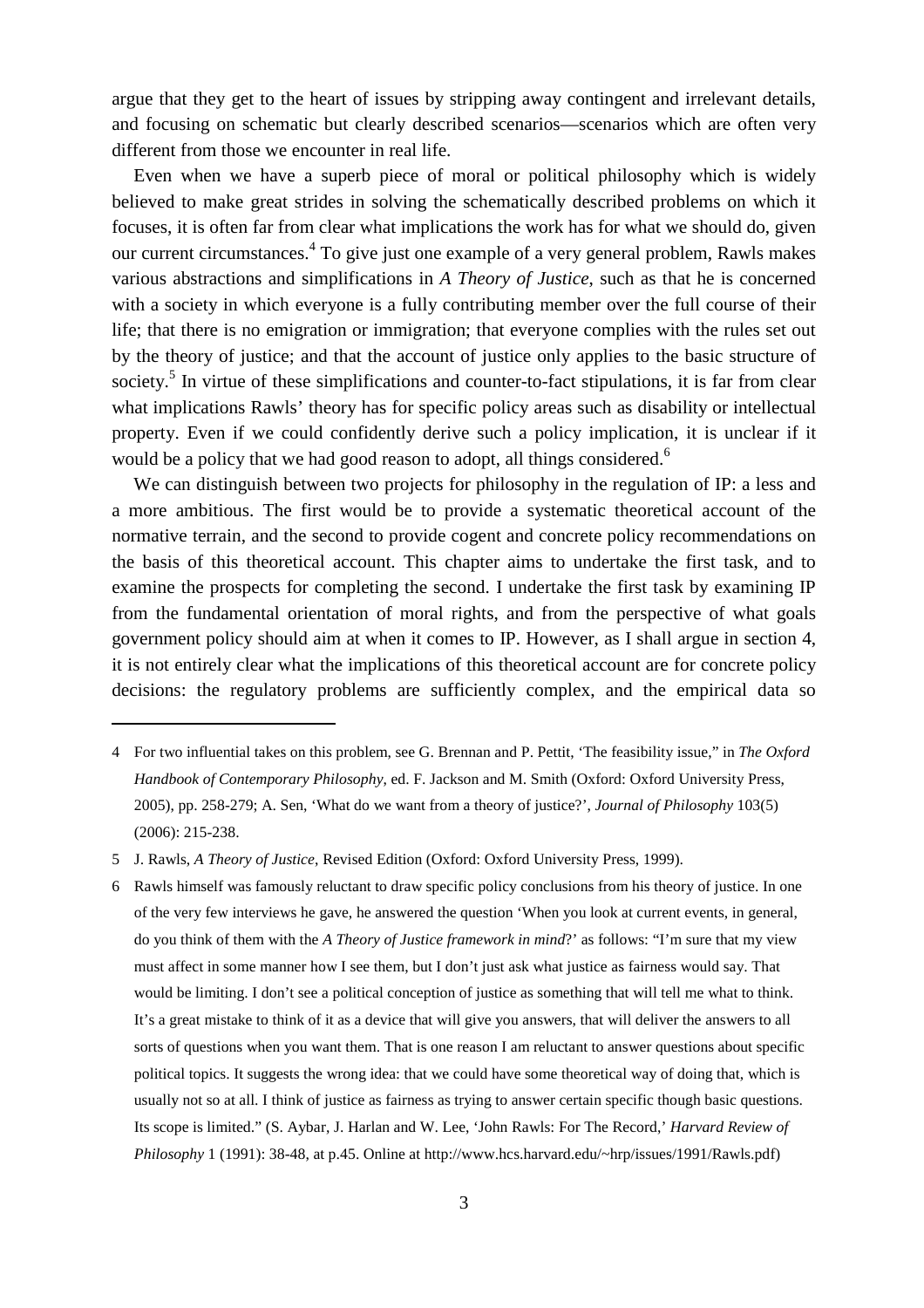argue that they get to the heart of issues by stripping away contingent and irrelevant details, and focusing on schematic but clearly described scenarios—scenarios which are often very different from those we encounter in real life.

Even when we have a superb piece of moral or political philosophy which is widely believed to make great strides in solving the schematically described problems on which it focuses, it is often far from clear what implications the work has for what we should do, given our current circumstances.[4] To give just one example of a very general problem, Rawls makes various abstractions and simplifications in *A Theory of Justice*, such as that he is concerned with a society in which everyone is a fully contributing member over the full course of their life; that there is no emigration or immigration; that everyone complies with the rules set out by the theory of justice; and that the account of justice only applies to the basic structure of society.[5] In virtue of these simplifications and counter-to-fact stipulations, it is far from clear what implications Rawls' theory has for specific policy areas such as disability or intellectual property. Even if we could confidently derive such a policy implication, it is unclear if it would be a policy that we had good reason to adopt, all things considered.[6]

We can distinguish between two projects for philosophy in the regulation of IP: a less and a more ambitious. The first would be to provide a systematic theoretical account of the normative terrain, and the second to provide cogent and concrete policy recommendations on the basis of this theoretical account. This chapter aims to undertake the first task, and to examine the prospects for completing the second. I undertake the first task by examining IP from the fundamental orientation of moral rights, and from the perspective of what goals government policy should aim at when it comes to IP. However, as I shall argue in section 4, it is not entirely clear what the implications of this theoretical account are for concrete policy decisions: the regulatory problems are sufficiently complex, and the empirical data so

---

4 For two influential takes on this problem, see G. Brennan and P. Pettit, 'The feasibility issue," in *The Oxford Handbook of Contemporary Philosophy*, ed. F. Jackson and M. Smith (Oxford: Oxford University Press, 2005), pp. 258-279; A. Sen, 'What do we want from a theory of justice?', *Journal of Philosophy* 103(5) (2006): 215-238.

5 J. Rawls, *A Theory of Justice*, Revised Edition (Oxford: Oxford University Press, 1999).

6 Rawls himself was famously reluctant to draw specific policy conclusions from his theory of justice. In one of the very few interviews he gave, he answered the question 'When you look at current events, in general, do you think of them with the *A Theory of Justice framework in mind*?' as follows: "I'm sure that my view must affect in some manner how I see them, but I don't just ask what justice as fairness would say. That would be limiting. I don't see a political conception of justice as something that will tell me what to think. It's a great mistake to think of it as a device that will give you answers, that will deliver the answers to all sorts of questions when you want them. That is one reason I am reluctant to answer questions about specific political topics. It suggests the wrong idea: that we could have some theoretical way of doing that, which is usually not so at all. I think of justice as fairness as trying to answer certain specific though basic questions. Its scope is limited." (S. Aybar, J. Harlan and W. Lee, 'John Rawls: For The Record,' *Harvard Review of Philosophy* 1 (1991): 38-48, at p.45. Online at http://www.hcs.harvard.edu/~hrp/issues/1991/Rawls.pdf)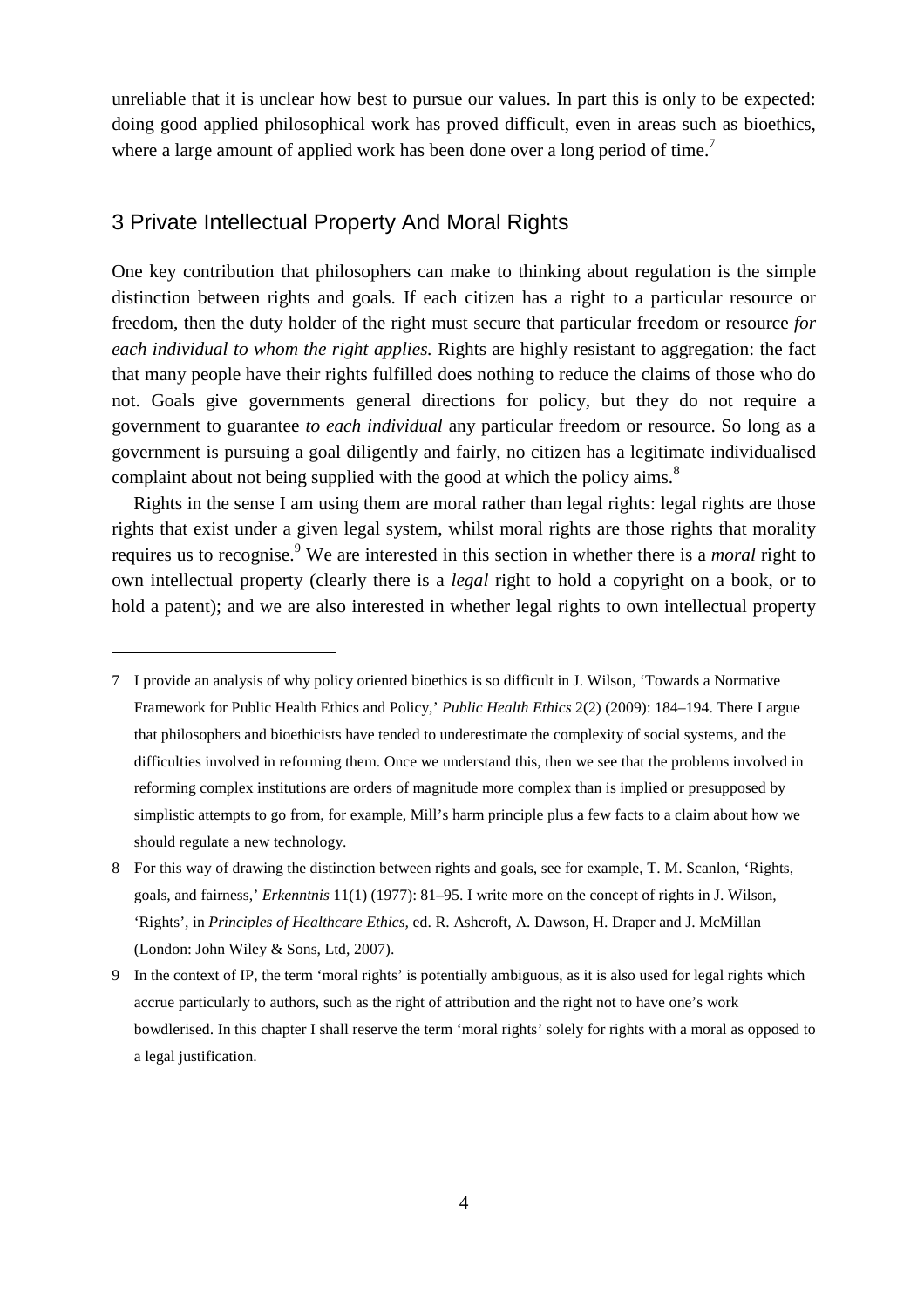unreliable that it is unclear how best to pursue our values. In part this is only to be expected: doing good applied philosophical work has proved difficult, even in areas such as bioethics, where a large amount of applied work has been done over a long period of time.[7]

## 3 Private Intellectual Property And Moral Rights

One key contribution that philosophers can make to thinking about regulation is the simple distinction between rights and goals. If each citizen has a right to a particular resource or freedom, then the duty holder of the right must secure that particular freedom or resource *for each individual to whom the right applies.* Rights are highly resistant to aggregation: the fact that many people have their rights fulfilled does nothing to reduce the claims of those who do not. Goals give governments general directions for policy, but they do not require a government to guarantee *to each individual* any particular freedom or resource. So long as a government is pursuing a goal diligently and fairly, no citizen has a legitimate individualised complaint about not being supplied with the good at which the policy aims.[8]

Rights in the sense I am using them are moral rather than legal rights: legal rights are those rights that exist under a given legal system, whilst moral rights are those rights that morality requires us to recognise.[9] We are interested in this section in whether there is a *moral* right to own intellectual property (clearly there is a *legal* right to hold a copyright on a book, or to hold a patent); and we are also interested in whether legal rights to own intellectual property

---

7 I provide an analysis of why policy oriented bioethics is so difficult in J. Wilson, 'Towards a Normative Framework for Public Health Ethics and Policy,' *Public Health Ethics* 2(2) (2009): 184–194. There I argue that philosophers and bioethicists have tended to underestimate the complexity of social systems, and the difficulties involved in reforming them. Once we understand this, then we see that the problems involved in reforming complex institutions are orders of magnitude more complex than is implied or presupposed by simplistic attempts to go from, for example, Mill's harm principle plus a few facts to a claim about how we should regulate a new technology.

8 For this way of drawing the distinction between rights and goals, see for example, T. M. Scanlon, 'Rights, goals, and fairness,' *Erkenntnis* 11(1) (1977): 81–95. I write more on the concept of rights in J. Wilson, 'Rights', in *Principles of Healthcare Ethics,* ed. R. Ashcroft, A. Dawson, H. Draper and J. McMillan (London: John Wiley & Sons, Ltd, 2007).

9 In the context of IP, the term 'moral rights' is potentially ambiguous, as it is also used for legal rights which accrue particularly to authors, such as the right of attribution and the right not to have one's work bowdlerised. In this chapter I shall reserve the term 'moral rights' solely for rights with a moral as opposed to a legal justification.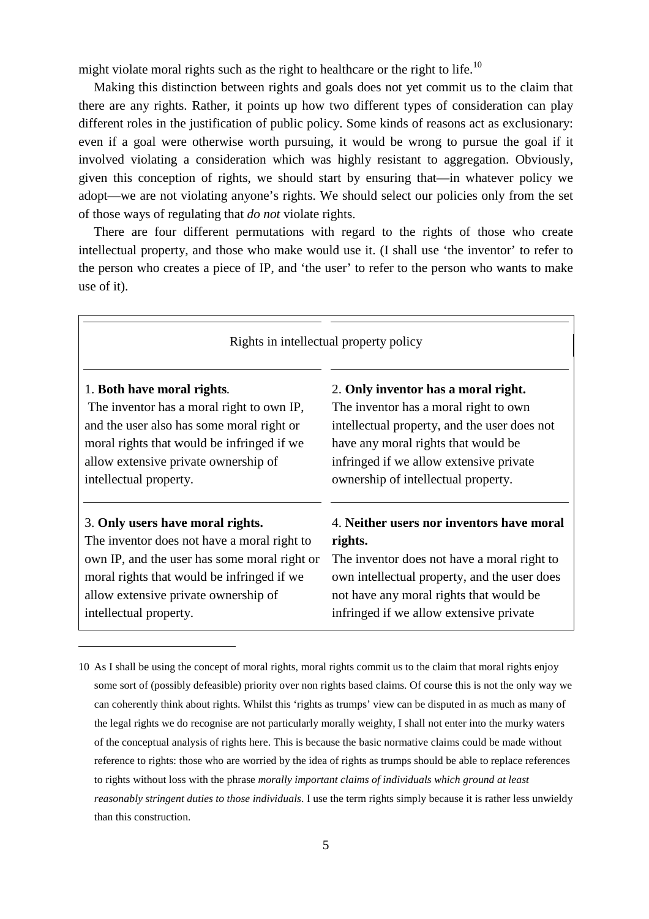might violate moral rights such as the right to healthcare or the right to life.[10]

Making this distinction between rights and goals does not yet commit us to the claim that there are any rights. Rather, it points up how two different types of consideration can play different roles in the justification of public policy. Some kinds of reasons act as exclusionary: even if a goal were otherwise worth pursuing, it would be wrong to pursue the goal if it involved violating a consideration which was highly resistant to aggregation. Obviously, given this conception of rights, we should start by ensuring that—in whatever policy we adopt—we are not violating anyone's rights. We should select our policies only from the set of those ways of regulating that *do not* violate rights.

There are four different permutations with regard to the rights of those who create intellectual property, and those who make would use it. (I shall use 'the inventor' to refer to the person who creates a piece of IP, and 'the user' to refer to the person who wants to make use of it).

| Rights in intellectual property policy | |
|---|---|
| 1. **Both have moral rights**. The inventor has a moral right to own IP, and the user also has some moral right or moral rights that would be infringed if we allow extensive private ownership of intellectual property. | 2. **Only inventor has a moral right.** The inventor has a moral right to own intellectual property, and the user does not have any moral rights that would be infringed if we allow extensive private ownership of intellectual property. |
| 3. **Only users have moral rights.** The inventor does not have a moral right to own IP, and the user has some moral right or moral rights that would be infringed if we allow extensive private ownership of intellectual property. | 4. **Neither users nor inventors have moral rights.** The inventor does not have a moral right to own intellectual property, and the user does not have any moral rights that would be infringed if we allow extensive private |

10 As I shall be using the concept of moral rights, moral rights commit us to the claim that moral rights enjoy some sort of (possibly defeasible) priority over non rights based claims. Of course this is not the only way we can coherently think about rights. Whilst this 'rights as trumps' view can be disputed in as much as many of the legal rights we do recognise are not particularly morally weighty, I shall not enter into the murky waters of the conceptual analysis of rights here. This is because the basic normative claims could be made without reference to rights: those who are worried by the idea of rights as trumps should be able to replace references to rights without loss with the phrase *morally important claims of individuals which ground at least reasonably stringent duties to those individuals*. I use the term rights simply because it is rather less unwieldy than this construction.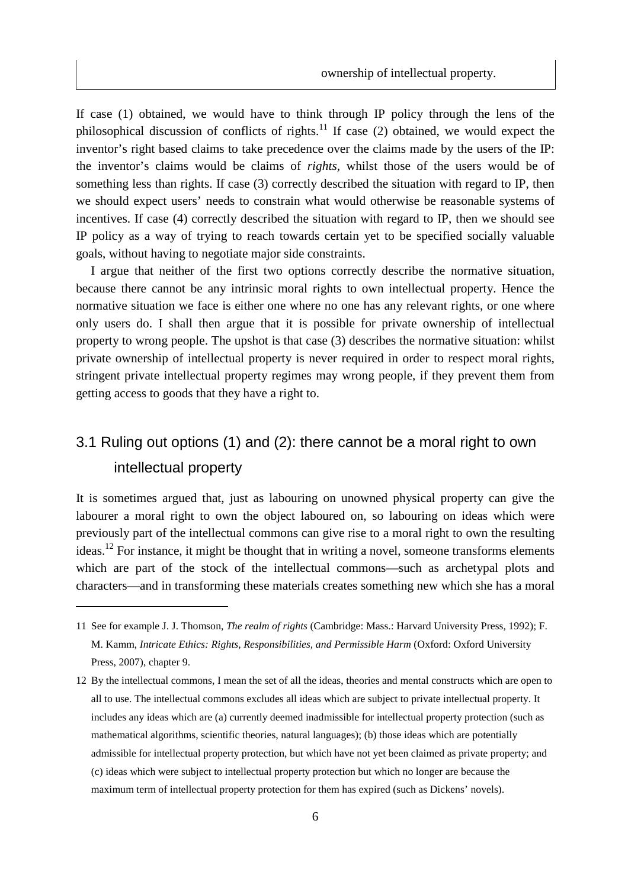ownership of intellectual property.

If case (1) obtained, we would have to think through IP policy through the lens of the philosophical discussion of conflicts of rights.[11] If case (2) obtained, we would expect the inventor's right based claims to take precedence over the claims made by the users of the IP: the inventor's claims would be claims of *rights*, whilst those of the users would be of something less than rights. If case (3) correctly described the situation with regard to IP, then we should expect users' needs to constrain what would otherwise be reasonable systems of incentives. If case (4) correctly described the situation with regard to IP, then we should see IP policy as a way of trying to reach towards certain yet to be specified socially valuable goals, without having to negotiate major side constraints.

I argue that neither of the first two options correctly describe the normative situation, because there cannot be any intrinsic moral rights to own intellectual property. Hence the normative situation we face is either one where no one has any relevant rights, or one where only users do. I shall then argue that it is possible for private ownership of intellectual property to wrong people. The upshot is that case (3) describes the normative situation: whilst private ownership of intellectual property is never required in order to respect moral rights, stringent private intellectual property regimes may wrong people, if they prevent them from getting access to goods that they have a right to.

## 3.1 Ruling out options (1) and (2): there cannot be a moral right to own intellectual property

It is sometimes argued that, just as labouring on unowned physical property can give the labourer a moral right to own the object laboured on, so labouring on ideas which were previously part of the intellectual commons can give rise to a moral right to own the resulting ideas.[12] For instance, it might be thought that in writing a novel, someone transforms elements which are part of the stock of the intellectual commons—such as archetypal plots and characters—and in transforming these materials creates something new which she has a moral

---

11 See for example J. J. Thomson, *The realm of rights* (Cambridge: Mass.: Harvard University Press, 1992); F. M. Kamm, *Intricate Ethics: Rights, Responsibilities, and Permissible Harm* (Oxford: Oxford University Press, 2007), chapter 9.

12 By the intellectual commons, I mean the set of all the ideas, theories and mental constructs which are open to all to use. The intellectual commons excludes all ideas which are subject to private intellectual property. It includes any ideas which are (a) currently deemed inadmissible for intellectual property protection (such as mathematical algorithms, scientific theories, natural languages); (b) those ideas which are potentially admissible for intellectual property protection, but which have not yet been claimed as private property; and (c) ideas which were subject to intellectual property protection but which no longer are because the maximum term of intellectual property protection for them has expired (such as Dickens' novels).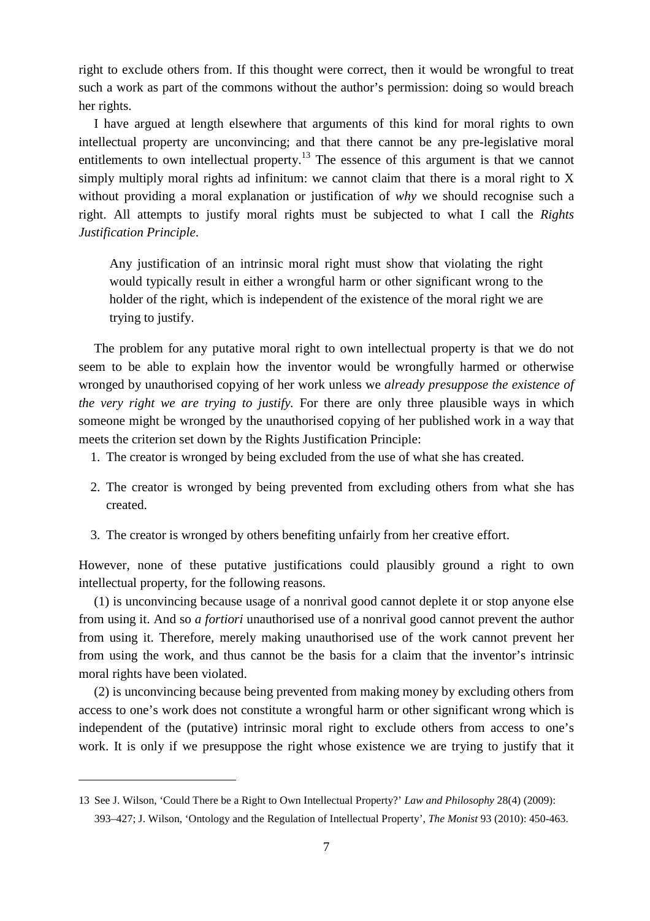right to exclude others from. If this thought were correct, then it would be wrongful to treat such a work as part of the commons without the author's permission: doing so would breach her rights.

I have argued at length elsewhere that arguments of this kind for moral rights to own intellectual property are unconvincing; and that there cannot be any pre-legislative moral entitlements to own intellectual property.[13] The essence of this argument is that we cannot simply multiply moral rights ad infinitum: we cannot claim that there is a moral right to X without providing a moral explanation or justification of *why* we should recognise such a right. All attempts to justify moral rights must be subjected to what I call the *Rights Justification Principle*.

> Any justification of an intrinsic moral right must show that violating the right would typically result in either a wrongful harm or other significant wrong to the holder of the right, which is independent of the existence of the moral right we are trying to justify.

The problem for any putative moral right to own intellectual property is that we do not seem to be able to explain how the inventor would be wrongfully harmed or otherwise wronged by unauthorised copying of her work unless we *already presuppose the existence of the very right we are trying to justify.* For there are only three plausible ways in which someone might be wronged by the unauthorised copying of her published work in a way that meets the criterion set down by the Rights Justification Principle:

1. The creator is wronged by being excluded from the use of what she has created.
2. The creator is wronged by being prevented from excluding others from what she has created.
3. The creator is wronged by others benefiting unfairly from her creative effort.

However, none of these putative justifications could plausibly ground a right to own intellectual property, for the following reasons.

(1) is unconvincing because usage of a nonrival good cannot deplete it or stop anyone else from using it. And so *a fortiori* unauthorised use of a nonrival good cannot prevent the author from using it. Therefore, merely making unauthorised use of the work cannot prevent her from using the work, and thus cannot be the basis for a claim that the inventor's intrinsic moral rights have been violated.

(2) is unconvincing because being prevented from making money by excluding others from access to one's work does not constitute a wrongful harm or other significant wrong which is independent of the (putative) intrinsic moral right to exclude others from access to one's work. It is only if we presuppose the right whose existence we are trying to justify that it

13 See J. Wilson, 'Could There be a Right to Own Intellectual Property?' *Law and Philosophy* 28(4) (2009): 393–427; J. Wilson, 'Ontology and the Regulation of Intellectual Property', *The Monist* 93 (2010): 450-463.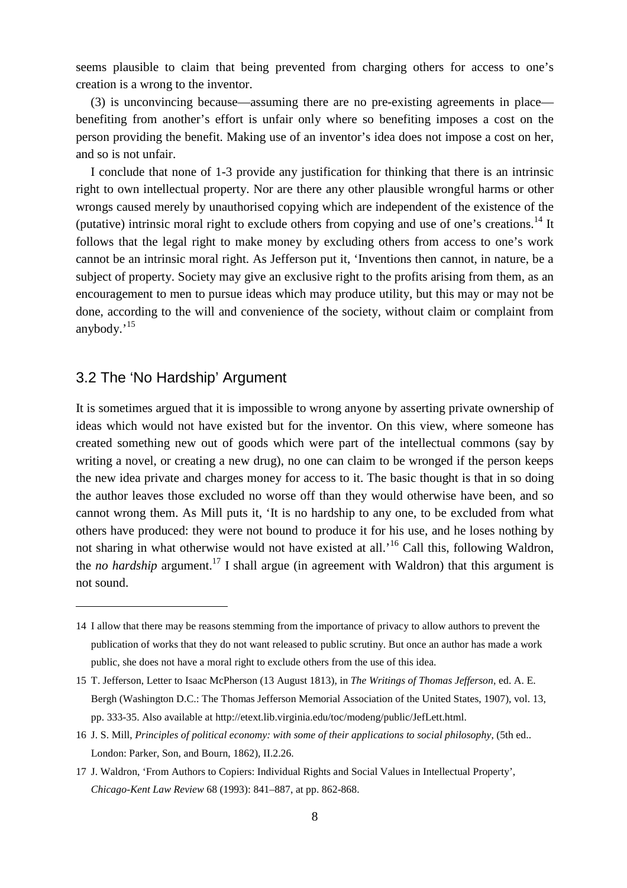seems plausible to claim that being prevented from charging others for access to one's creation is a wrong to the inventor.

(3) is unconvincing because—assuming there are no pre-existing agreements in place—benefiting from another's effort is unfair only where so benefiting imposes a cost on the person providing the benefit. Making use of an inventor's idea does not impose a cost on her, and so is not unfair.

I conclude that none of 1-3 provide any justification for thinking that there is an intrinsic right to own intellectual property. Nor are there any other plausible wrongful harms or other wrongs caused merely by unauthorised copying which are independent of the existence of the (putative) intrinsic moral right to exclude others from copying and use of one's creations.[14] It follows that the legal right to make money by excluding others from access to one's work cannot be an intrinsic moral right. As Jefferson put it, 'Inventions then cannot, in nature, be a subject of property. Society may give an exclusive right to the profits arising from them, as an encouragement to men to pursue ideas which may produce utility, but this may or may not be done, according to the will and convenience of the society, without claim or complaint from anybody.'[15]

## 3.2 The 'No Hardship' Argument

It is sometimes argued that it is impossible to wrong anyone by asserting private ownership of ideas which would not have existed but for the inventor. On this view, where someone has created something new out of goods which were part of the intellectual commons (say by writing a novel, or creating a new drug), no one can claim to be wronged if the person keeps the new idea private and charges money for access to it. The basic thought is that in so doing the author leaves those excluded no worse off than they would otherwise have been, and so cannot wrong them. As Mill puts it, 'It is no hardship to any one, to be excluded from what others have produced: they were not bound to produce it for his use, and he loses nothing by not sharing in what otherwise would not have existed at all.'[16] Call this, following Waldron, the *no hardship* argument.[17] I shall argue (in agreement with Waldron) that this argument is not sound.

---

14 I allow that there may be reasons stemming from the importance of privacy to allow authors to prevent the publication of works that they do not want released to public scrutiny. But once an author has made a work public, she does not have a moral right to exclude others from the use of this idea.

15 T. Jefferson, Letter to Isaac McPherson (13 August 1813), in *The Writings of Thomas Jefferson*, ed. A. E. Bergh (Washington D.C.: The Thomas Jefferson Memorial Association of the United States, 1907), vol. 13, pp. 333-35. Also available at http://etext.lib.virginia.edu/toc/modeng/public/JefLett.html.

16 J. S. Mill, *Principles of political economy: with some of their applications to social philosophy*, (5th ed.. London: Parker, Son, and Bourn, 1862), II.2.26.

17 J. Waldron, 'From Authors to Copiers: Individual Rights and Social Values in Intellectual Property', *Chicago-Kent Law Review* 68 (1993): 841–887, at pp. 862-868.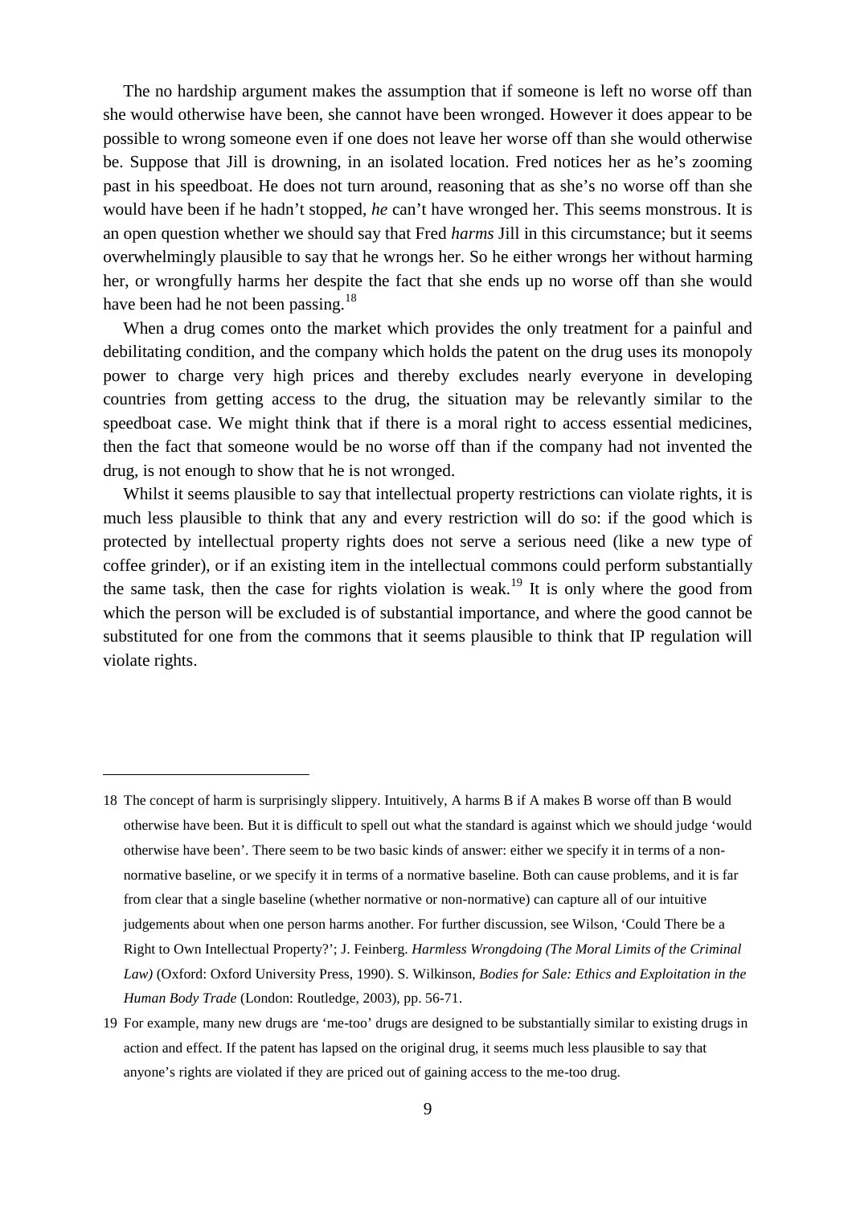The no hardship argument makes the assumption that if someone is left no worse off than she would otherwise have been, she cannot have been wronged. However it does appear to be possible to wrong someone even if one does not leave her worse off than she would otherwise be. Suppose that Jill is drowning, in an isolated location. Fred notices her as he's zooming past in his speedboat. He does not turn around, reasoning that as she's no worse off than she would have been if he hadn't stopped, *he* can't have wronged her. This seems monstrous. It is an open question whether we should say that Fred *harms* Jill in this circumstance; but it seems overwhelmingly plausible to say that he wrongs her. So he either wrongs her without harming her, or wrongfully harms her despite the fact that she ends up no worse off than she would have been had he not been passing.[18]

When a drug comes onto the market which provides the only treatment for a painful and debilitating condition, and the company which holds the patent on the drug uses its monopoly power to charge very high prices and thereby excludes nearly everyone in developing countries from getting access to the drug, the situation may be relevantly similar to the speedboat case. We might think that if there is a moral right to access essential medicines, then the fact that someone would be no worse off than if the company had not invented the drug, is not enough to show that he is not wronged.

Whilst it seems plausible to say that intellectual property restrictions can violate rights, it is much less plausible to think that any and every restriction will do so: if the good which is protected by intellectual property rights does not serve a serious need (like a new type of coffee grinder), or if an existing item in the intellectual commons could perform substantially the same task, then the case for rights violation is weak.[19] It is only where the good from which the person will be excluded is of substantial importance, and where the good cannot be substituted for one from the commons that it seems plausible to think that IP regulation will violate rights.

---

18 The concept of harm is surprisingly slippery. Intuitively, A harms B if A makes B worse off than B would otherwise have been. But it is difficult to spell out what the standard is against which we should judge 'would otherwise have been'. There seem to be two basic kinds of answer: either we specify it in terms of a non-normative baseline, or we specify it in terms of a normative baseline. Both can cause problems, and it is far from clear that a single baseline (whether normative or non-normative) can capture all of our intuitive judgements about when one person harms another. For further discussion, see Wilson, 'Could There be a Right to Own Intellectual Property?'; J. Feinberg. *Harmless Wrongdoing (The Moral Limits of the Criminal Law)* (Oxford: Oxford University Press, 1990). S. Wilkinson, *Bodies for Sale: Ethics and Exploitation in the Human Body Trade* (London: Routledge, 2003), pp. 56-71.

19 For example, many new drugs are 'me-too' drugs are designed to be substantially similar to existing drugs in action and effect. If the patent has lapsed on the original drug, it seems much less plausible to say that anyone's rights are violated if they are priced out of gaining access to the me-too drug.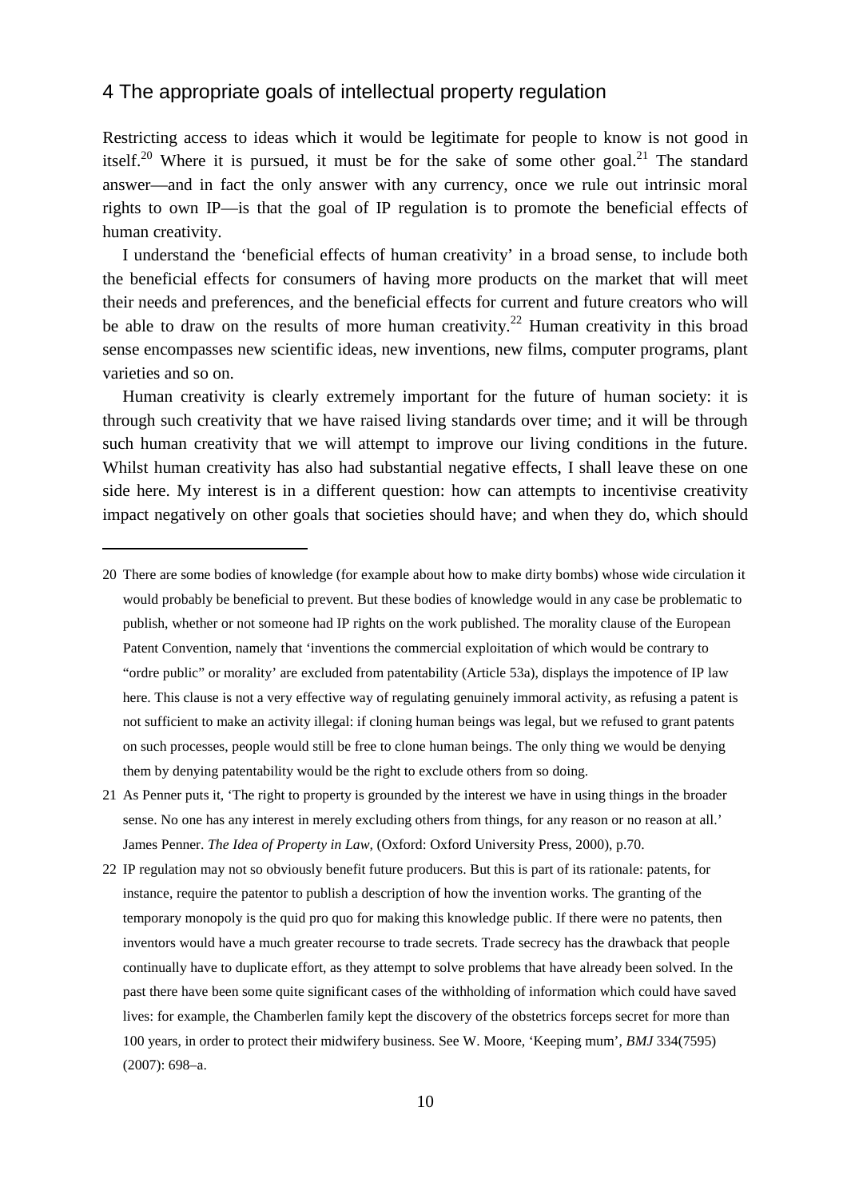## 4 The appropriate goals of intellectual property regulation

Restricting access to ideas which it would be legitimate for people to know is not good in itself.[20] Where it is pursued, it must be for the sake of some other goal.[21] The standard answer—and in fact the only answer with any currency, once we rule out intrinsic moral rights to own IP—is that the goal of IP regulation is to promote the beneficial effects of human creativity.

I understand the 'beneficial effects of human creativity' in a broad sense, to include both the beneficial effects for consumers of having more products on the market that will meet their needs and preferences, and the beneficial effects for current and future creators who will be able to draw on the results of more human creativity.[22] Human creativity in this broad sense encompasses new scientific ideas, new inventions, new films, computer programs, plant varieties and so on.

Human creativity is clearly extremely important for the future of human society: it is through such creativity that we have raised living standards over time; and it will be through such human creativity that we will attempt to improve our living conditions in the future. Whilst human creativity has also had substantial negative effects, I shall leave these on one side here. My interest is in a different question: how can attempts to incentivise creativity impact negatively on other goals that societies should have; and when they do, which should

---

20 There are some bodies of knowledge (for example about how to make dirty bombs) whose wide circulation it would probably be beneficial to prevent. But these bodies of knowledge would in any case be problematic to publish, whether or not someone had IP rights on the work published. The morality clause of the European Patent Convention, namely that 'inventions the commercial exploitation of which would be contrary to "ordre public" or morality' are excluded from patentability (Article 53a), displays the impotence of IP law here. This clause is not a very effective way of regulating genuinely immoral activity, as refusing a patent is not sufficient to make an activity illegal: if cloning human beings was legal, but we refused to grant patents on such processes, people would still be free to clone human beings. The only thing we would be denying them by denying patentability would be the right to exclude others from so doing.

21 As Penner puts it, 'The right to property is grounded by the interest we have in using things in the broader sense. No one has any interest in merely excluding others from things, for any reason or no reason at all.' James Penner. *The Idea of Property in Law*, (Oxford: Oxford University Press, 2000), p.70.

22 IP regulation may not so obviously benefit future producers. But this is part of its rationale: patents, for instance, require the patentor to publish a description of how the invention works. The granting of the temporary monopoly is the quid pro quo for making this knowledge public. If there were no patents, then inventors would have a much greater recourse to trade secrets. Trade secrecy has the drawback that people continually have to duplicate effort, as they attempt to solve problems that have already been solved. In the past there have been some quite significant cases of the withholding of information which could have saved lives: for example, the Chamberlen family kept the discovery of the obstetrics forceps secret for more than 100 years, in order to protect their midwifery business. See W. Moore, 'Keeping mum', *BMJ* 334(7595) (2007): 698–a.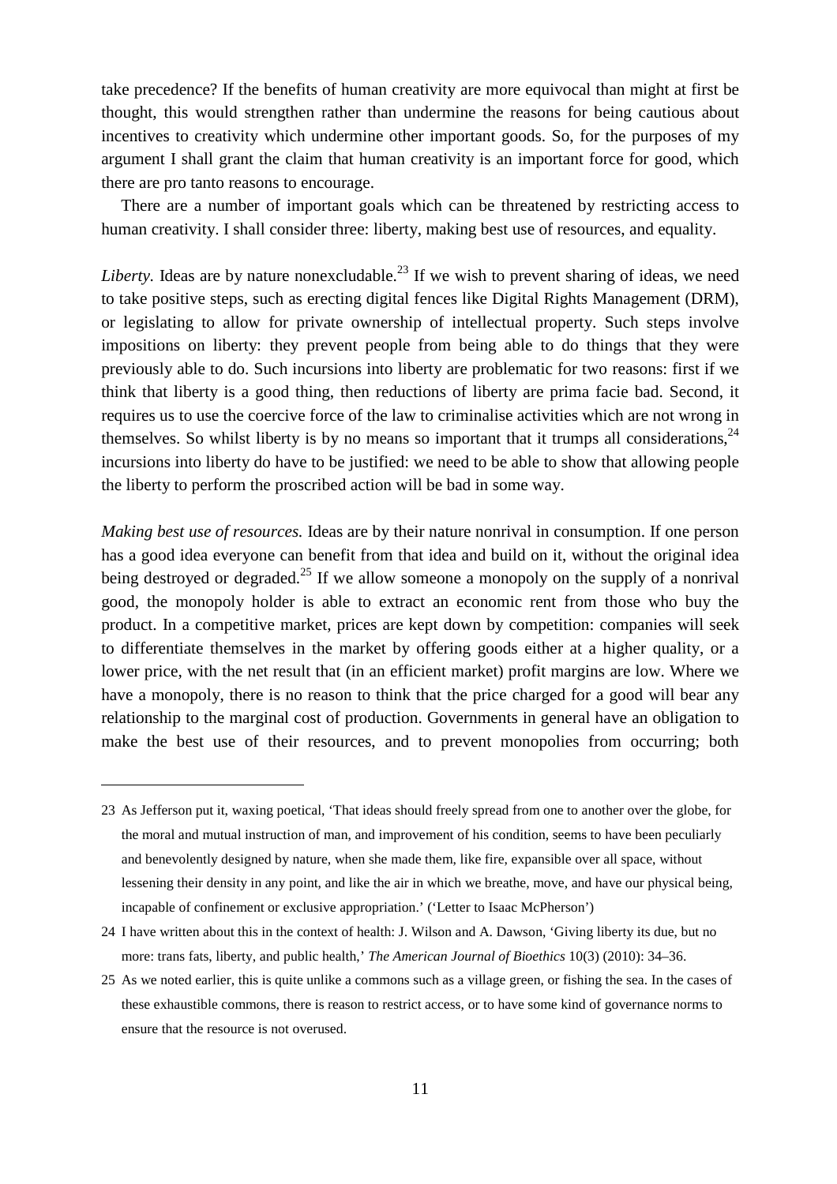take precedence? If the benefits of human creativity are more equivocal than might at first be thought, this would strengthen rather than undermine the reasons for being cautious about incentives to creativity which undermine other important goods. So, for the purposes of my argument I shall grant the claim that human creativity is an important force for good, which there are pro tanto reasons to encourage.

There are a number of important goals which can be threatened by restricting access to human creativity. I shall consider three: liberty, making best use of resources, and equality.

*Liberty.* Ideas are by nature nonexcludable.[23] If we wish to prevent sharing of ideas, we need to take positive steps, such as erecting digital fences like Digital Rights Management (DRM), or legislating to allow for private ownership of intellectual property. Such steps involve impositions on liberty: they prevent people from being able to do things that they were previously able to do. Such incursions into liberty are problematic for two reasons: first if we think that liberty is a good thing, then reductions of liberty are prima facie bad. Second, it requires us to use the coercive force of the law to criminalise activities which are not wrong in themselves. So whilst liberty is by no means so important that it trumps all considerations,[24] incursions into liberty do have to be justified: we need to be able to show that allowing people the liberty to perform the proscribed action will be bad in some way.

*Making best use of resources.* Ideas are by their nature nonrival in consumption. If one person has a good idea everyone can benefit from that idea and build on it, without the original idea being destroyed or degraded.[25] If we allow someone a monopoly on the supply of a nonrival good, the monopoly holder is able to extract an economic rent from those who buy the product. In a competitive market, prices are kept down by competition: companies will seek to differentiate themselves in the market by offering goods either at a higher quality, or a lower price, with the net result that (in an efficient market) profit margins are low. Where we have a monopoly, there is no reason to think that the price charged for a good will bear any relationship to the marginal cost of production. Governments in general have an obligation to make the best use of their resources, and to prevent monopolies from occurring; both

---

23 As Jefferson put it, waxing poetical, 'That ideas should freely spread from one to another over the globe, for the moral and mutual instruction of man, and improvement of his condition, seems to have been peculiarly and benevolently designed by nature, when she made them, like fire, expansible over all space, without lessening their density in any point, and like the air in which we breathe, move, and have our physical being, incapable of confinement or exclusive appropriation.' ('Letter to Isaac McPherson')

24 I have written about this in the context of health: J. Wilson and A. Dawson, 'Giving liberty its due, but no more: trans fats, liberty, and public health,' *The American Journal of Bioethics* 10(3) (2010): 34–36.

25 As we noted earlier, this is quite unlike a commons such as a village green, or fishing the sea. In the cases of these exhaustible commons, there is reason to restrict access, or to have some kind of governance norms to ensure that the resource is not overused.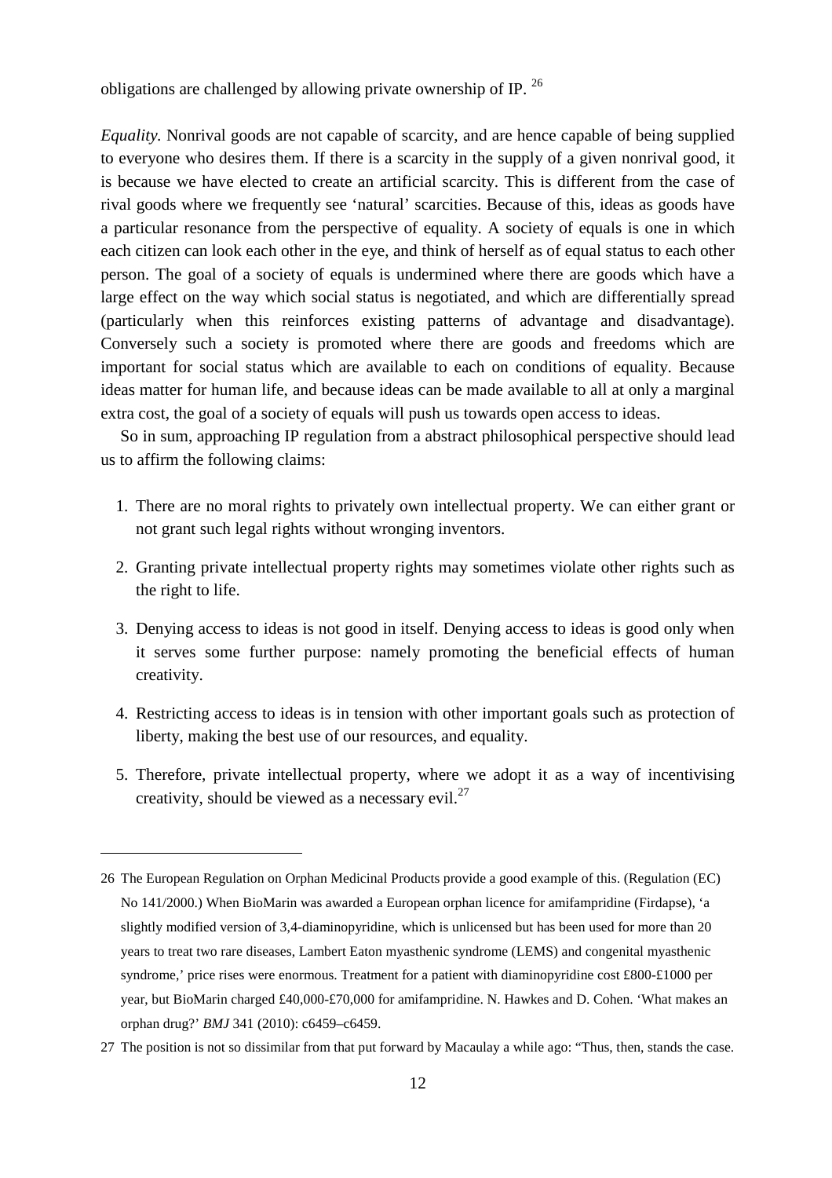obligations are challenged by allowing private ownership of IP. [26]

*Equality.* Nonrival goods are not capable of scarcity, and are hence capable of being supplied to everyone who desires them. If there is a scarcity in the supply of a given nonrival good, it is because we have elected to create an artificial scarcity. This is different from the case of rival goods where we frequently see 'natural' scarcities. Because of this, ideas as goods have a particular resonance from the perspective of equality. A society of equals is one in which each citizen can look each other in the eye, and think of herself as of equal status to each other person. The goal of a society of equals is undermined where there are goods which have a large effect on the way which social status is negotiated, and which are differentially spread (particularly when this reinforces existing patterns of advantage and disadvantage). Conversely such a society is promoted where there are goods and freedoms which are important for social status which are available to each on conditions of equality. Because ideas matter for human life, and because ideas can be made available to all at only a marginal extra cost, the goal of a society of equals will push us towards open access to ideas.

So in sum, approaching IP regulation from a abstract philosophical perspective should lead us to affirm the following claims:

1. There are no moral rights to privately own intellectual property. We can either grant or not grant such legal rights without wronging inventors.
2. Granting private intellectual property rights may sometimes violate other rights such as the right to life.
3. Denying access to ideas is not good in itself. Denying access to ideas is good only when it serves some further purpose: namely promoting the beneficial effects of human creativity.
4. Restricting access to ideas is in tension with other important goals such as protection of liberty, making the best use of our resources, and equality.
5. Therefore, private intellectual property, where we adopt it as a way of incentivising creativity, should be viewed as a necessary evil.[27]

---

26 The European Regulation on Orphan Medicinal Products provide a good example of this. (Regulation (EC) No 141/2000.) When BioMarin was awarded a European orphan licence for amifampridine (Firdapse), 'a slightly modified version of 3,4-diaminopyridine, which is unlicensed but has been used for more than 20 years to treat two rare diseases, Lambert Eaton myasthenic syndrome (LEMS) and congenital myasthenic syndrome,' price rises were enormous. Treatment for a patient with diaminopyridine cost £800-£1000 per year, but BioMarin charged £40,000-£70,000 for amifampridine. N. Hawkes and D. Cohen. 'What makes an orphan drug?' *BMJ* 341 (2010): c6459–c6459.

27 The position is not so dissimilar from that put forward by Macaulay a while ago: "Thus, then, stands the case.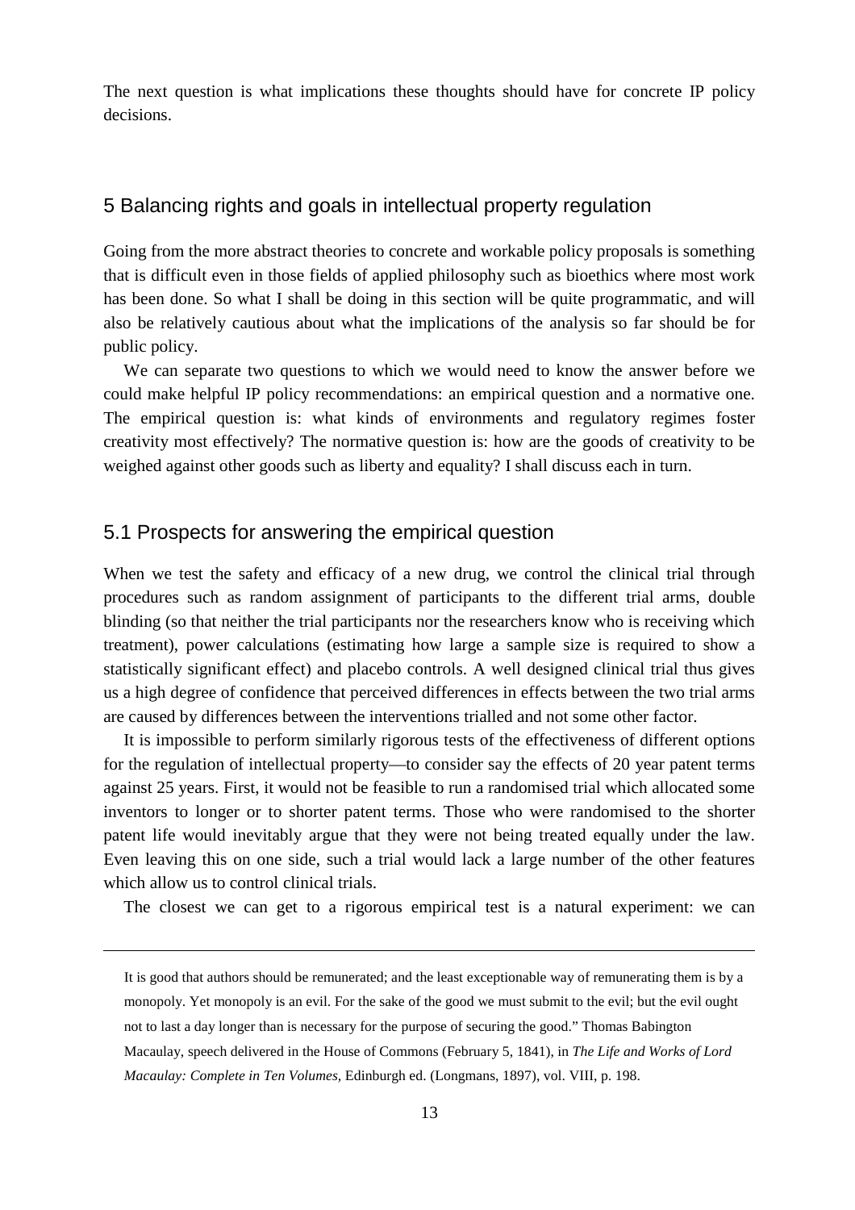The next question is what implications these thoughts should have for concrete IP policy decisions.

## 5 Balancing rights and goals in intellectual property regulation

Going from the more abstract theories to concrete and workable policy proposals is something that is difficult even in those fields of applied philosophy such as bioethics where most work has been done. So what I shall be doing in this section will be quite programmatic, and will also be relatively cautious about what the implications of the analysis so far should be for public policy.

We can separate two questions to which we would need to know the answer before we could make helpful IP policy recommendations: an empirical question and a normative one. The empirical question is: what kinds of environments and regulatory regimes foster creativity most effectively? The normative question is: how are the goods of creativity to be weighed against other goods such as liberty and equality? I shall discuss each in turn.

### 5.1 Prospects for answering the empirical question

When we test the safety and efficacy of a new drug, we control the clinical trial through procedures such as random assignment of participants to the different trial arms, double blinding (so that neither the trial participants nor the researchers know who is receiving which treatment), power calculations (estimating how large a sample size is required to show a statistically significant effect) and placebo controls. A well designed clinical trial thus gives us a high degree of confidence that perceived differences in effects between the two trial arms are caused by differences between the interventions trialled and not some other factor.

It is impossible to perform similarly rigorous tests of the effectiveness of different options for the regulation of intellectual property—to consider say the effects of 20 year patent terms against 25 years. First, it would not be feasible to run a randomised trial which allocated some inventors to longer or to shorter patent terms. Those who were randomised to the shorter patent life would inevitably argue that they were not being treated equally under the law. Even leaving this on one side, such a trial would lack a large number of the other features which allow us to control clinical trials.

The closest we can get to a rigorous empirical test is a natural experiment: we can

---

It is good that authors should be remunerated; and the least exceptionable way of remunerating them is by a monopoly. Yet monopoly is an evil. For the sake of the good we must submit to the evil; but the evil ought not to last a day longer than is necessary for the purpose of securing the good." Thomas Babington Macaulay, speech delivered in the House of Commons (February 5, 1841), in *The Life and Works of Lord Macaulay: Complete in Ten Volumes*, Edinburgh ed. (Longmans, 1897), vol. VIII, p. 198.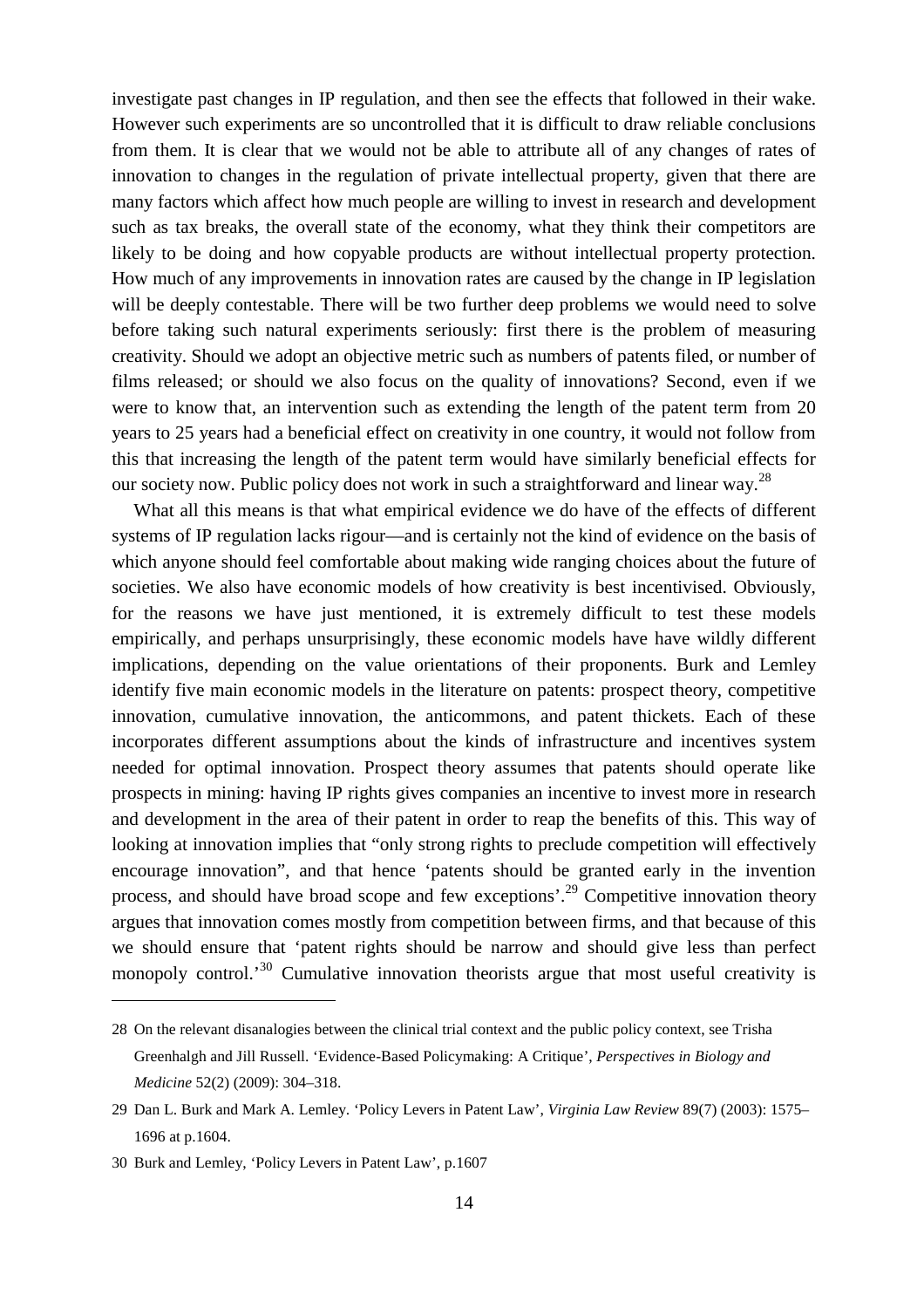investigate past changes in IP regulation, and then see the effects that followed in their wake. However such experiments are so uncontrolled that it is difficult to draw reliable conclusions from them. It is clear that we would not be able to attribute all of any changes of rates of innovation to changes in the regulation of private intellectual property, given that there are many factors which affect how much people are willing to invest in research and development such as tax breaks, the overall state of the economy, what they think their competitors are likely to be doing and how copyable products are without intellectual property protection. How much of any improvements in innovation rates are caused by the change in IP legislation will be deeply contestable. There will be two further deep problems we would need to solve before taking such natural experiments seriously: first there is the problem of measuring creativity. Should we adopt an objective metric such as numbers of patents filed, or number of films released; or should we also focus on the quality of innovations? Second, even if we were to know that, an intervention such as extending the length of the patent term from 20 years to 25 years had a beneficial effect on creativity in one country, it would not follow from this that increasing the length of the patent term would have similarly beneficial effects for our society now. Public policy does not work in such a straightforward and linear way.[28]

What all this means is that what empirical evidence we do have of the effects of different systems of IP regulation lacks rigour—and is certainly not the kind of evidence on the basis of which anyone should feel comfortable about making wide ranging choices about the future of societies. We also have economic models of how creativity is best incentivised. Obviously, for the reasons we have just mentioned, it is extremely difficult to test these models empirically, and perhaps unsurprisingly, these economic models have have wildly different implications, depending on the value orientations of their proponents. Burk and Lemley identify five main economic models in the literature on patents: prospect theory, competitive innovation, cumulative innovation, the anticommons, and patent thickets. Each of these incorporates different assumptions about the kinds of infrastructure and incentives system needed for optimal innovation. Prospect theory assumes that patents should operate like prospects in mining: having IP rights gives companies an incentive to invest more in research and development in the area of their patent in order to reap the benefits of this. This way of looking at innovation implies that "only strong rights to preclude competition will effectively encourage innovation", and that hence 'patents should be granted early in the invention process, and should have broad scope and few exceptions'.[29] Competitive innovation theory argues that innovation comes mostly from competition between firms, and that because of this we should ensure that 'patent rights should be narrow and should give less than perfect monopoly control.'[30] Cumulative innovation theorists argue that most useful creativity is

---

28 On the relevant disanalogies between the clinical trial context and the public policy context, see Trisha Greenhalgh and Jill Russell. 'Evidence-Based Policymaking: A Critique', *Perspectives in Biology and Medicine* 52(2) (2009): 304–318.

29 Dan L. Burk and Mark A. Lemley. 'Policy Levers in Patent Law', *Virginia Law Review* 89(7) (2003): 1575–1696 at p.1604.

30 Burk and Lemley, 'Policy Levers in Patent Law', p.1607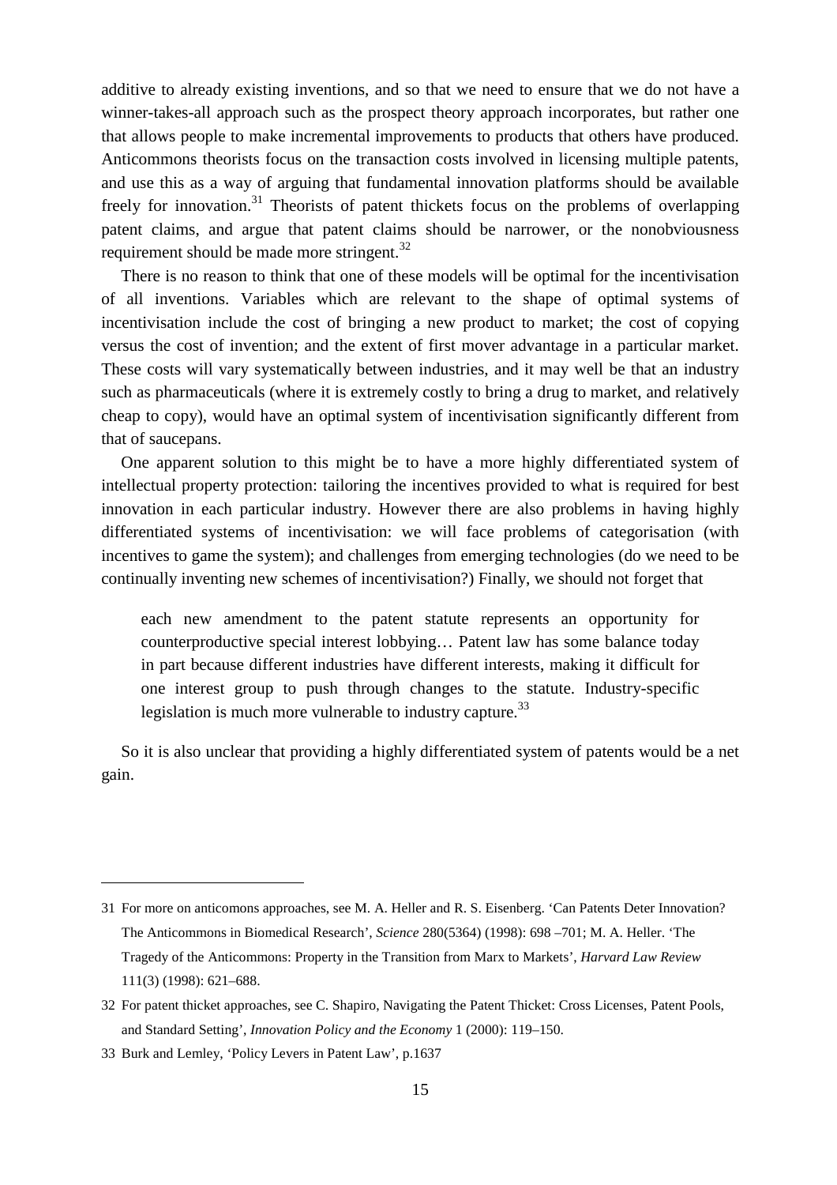additive to already existing inventions, and so that we need to ensure that we do not have a winner-takes-all approach such as the prospect theory approach incorporates, but rather one that allows people to make incremental improvements to products that others have produced. Anticommons theorists focus on the transaction costs involved in licensing multiple patents, and use this as a way of arguing that fundamental innovation platforms should be available freely for innovation.[31] Theorists of patent thickets focus on the problems of overlapping patent claims, and argue that patent claims should be narrower, or the nonobviousness requirement should be made more stringent.[32]

There is no reason to think that one of these models will be optimal for the incentivisation of all inventions. Variables which are relevant to the shape of optimal systems of incentivisation include the cost of bringing a new product to market; the cost of copying versus the cost of invention; and the extent of first mover advantage in a particular market. These costs will vary systematically between industries, and it may well be that an industry such as pharmaceuticals (where it is extremely costly to bring a drug to market, and relatively cheap to copy), would have an optimal system of incentivisation significantly different from that of saucepans.

One apparent solution to this might be to have a more highly differentiated system of intellectual property protection: tailoring the incentives provided to what is required for best innovation in each particular industry. However there are also problems in having highly differentiated systems of incentivisation: we will face problems of categorisation (with incentives to game the system); and challenges from emerging technologies (do we need to be continually inventing new schemes of incentivisation?) Finally, we should not forget that

> each new amendment to the patent statute represents an opportunity for counterproductive special interest lobbying… Patent law has some balance today in part because different industries have different interests, making it difficult for one interest group to push through changes to the statute. Industry-specific legislation is much more vulnerable to industry capture.[33]

So it is also unclear that providing a highly differentiated system of patents would be a net gain.

---

31 For more on anticomons approaches, see M. A. Heller and R. S. Eisenberg. 'Can Patents Deter Innovation? The Anticommons in Biomedical Research', *Science* 280(5364) (1998): 698 –701; M. A. Heller. 'The Tragedy of the Anticommons: Property in the Transition from Marx to Markets', *Harvard Law Review* 111(3) (1998): 621–688.

32 For patent thicket approaches, see C. Shapiro, Navigating the Patent Thicket: Cross Licenses, Patent Pools, and Standard Setting', *Innovation Policy and the Economy* 1 (2000): 119–150.

33 Burk and Lemley, 'Policy Levers in Patent Law', p.1637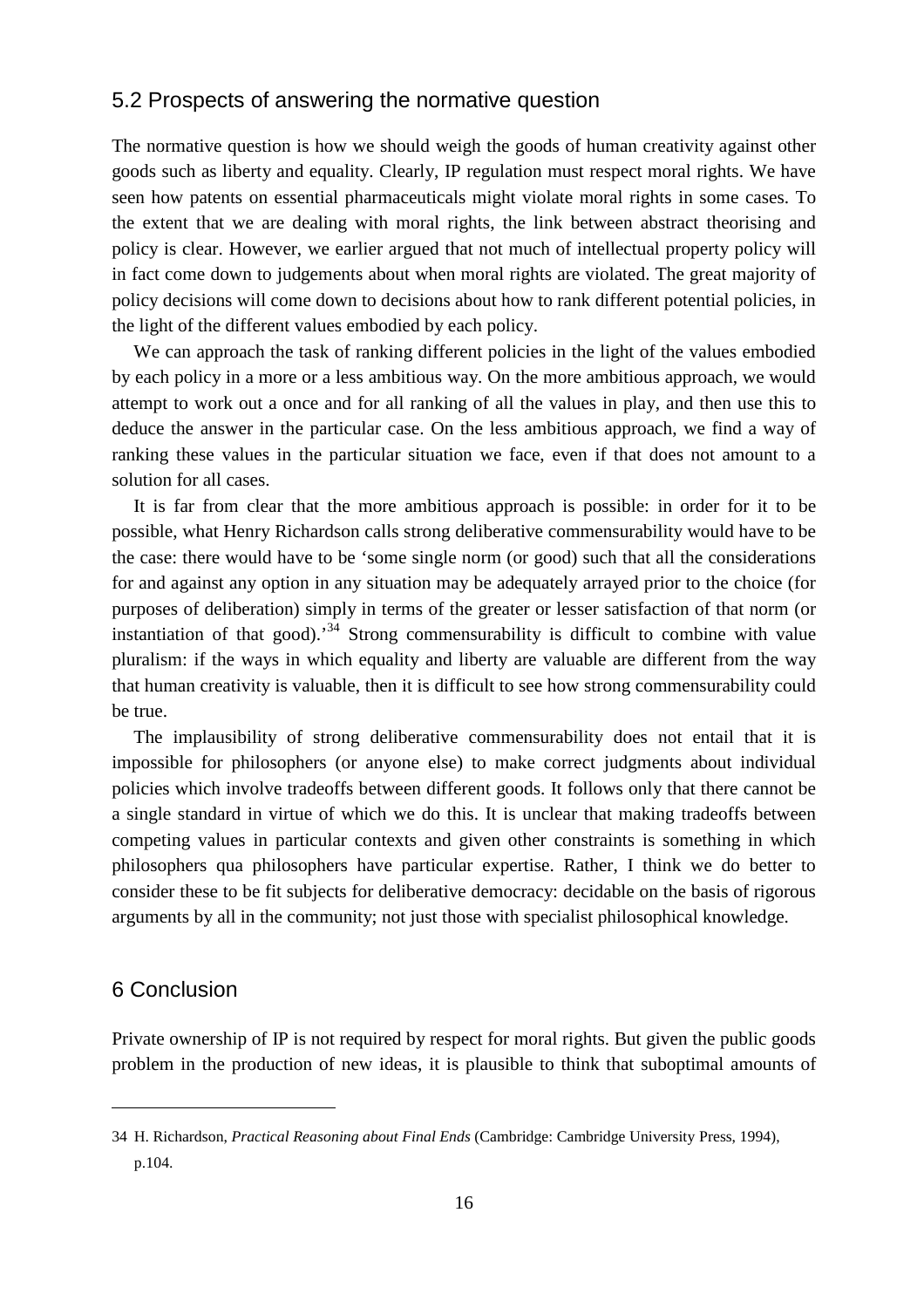## 5.2 Prospects of answering the normative question

The normative question is how we should weigh the goods of human creativity against other goods such as liberty and equality. Clearly, IP regulation must respect moral rights. We have seen how patents on essential pharmaceuticals might violate moral rights in some cases. To the extent that we are dealing with moral rights, the link between abstract theorising and policy is clear. However, we earlier argued that not much of intellectual property policy will in fact come down to judgements about when moral rights are violated. The great majority of policy decisions will come down to decisions about how to rank different potential policies, in the light of the different values embodied by each policy.

We can approach the task of ranking different policies in the light of the values embodied by each policy in a more or a less ambitious way. On the more ambitious approach, we would attempt to work out a once and for all ranking of all the values in play, and then use this to deduce the answer in the particular case. On the less ambitious approach, we find a way of ranking these values in the particular situation we face, even if that does not amount to a solution for all cases.

It is far from clear that the more ambitious approach is possible: in order for it to be possible, what Henry Richardson calls strong deliberative commensurability would have to be the case: there would have to be 'some single norm (or good) such that all the considerations for and against any option in any situation may be adequately arrayed prior to the choice (for purposes of deliberation) simply in terms of the greater or lesser satisfaction of that norm (or instantiation of that good).'[34] Strong commensurability is difficult to combine with value pluralism: if the ways in which equality and liberty are valuable are different from the way that human creativity is valuable, then it is difficult to see how strong commensurability could be true.

The implausibility of strong deliberative commensurability does not entail that it is impossible for philosophers (or anyone else) to make correct judgments about individual policies which involve tradeoffs between different goods. It follows only that there cannot be a single standard in virtue of which we do this. It is unclear that making tradeoffs between competing values in particular contexts and given other constraints is something in which philosophers qua philosophers have particular expertise. Rather, I think we do better to consider these to be fit subjects for deliberative democracy: decidable on the basis of rigorous arguments by all in the community; not just those with specialist philosophical knowledge.

## 6 Conclusion

Private ownership of IP is not required by respect for moral rights. But given the public goods problem in the production of new ideas, it is plausible to think that suboptimal amounts of

---

34 H. Richardson, *Practical Reasoning about Final Ends* (Cambridge: Cambridge University Press, 1994), p.104.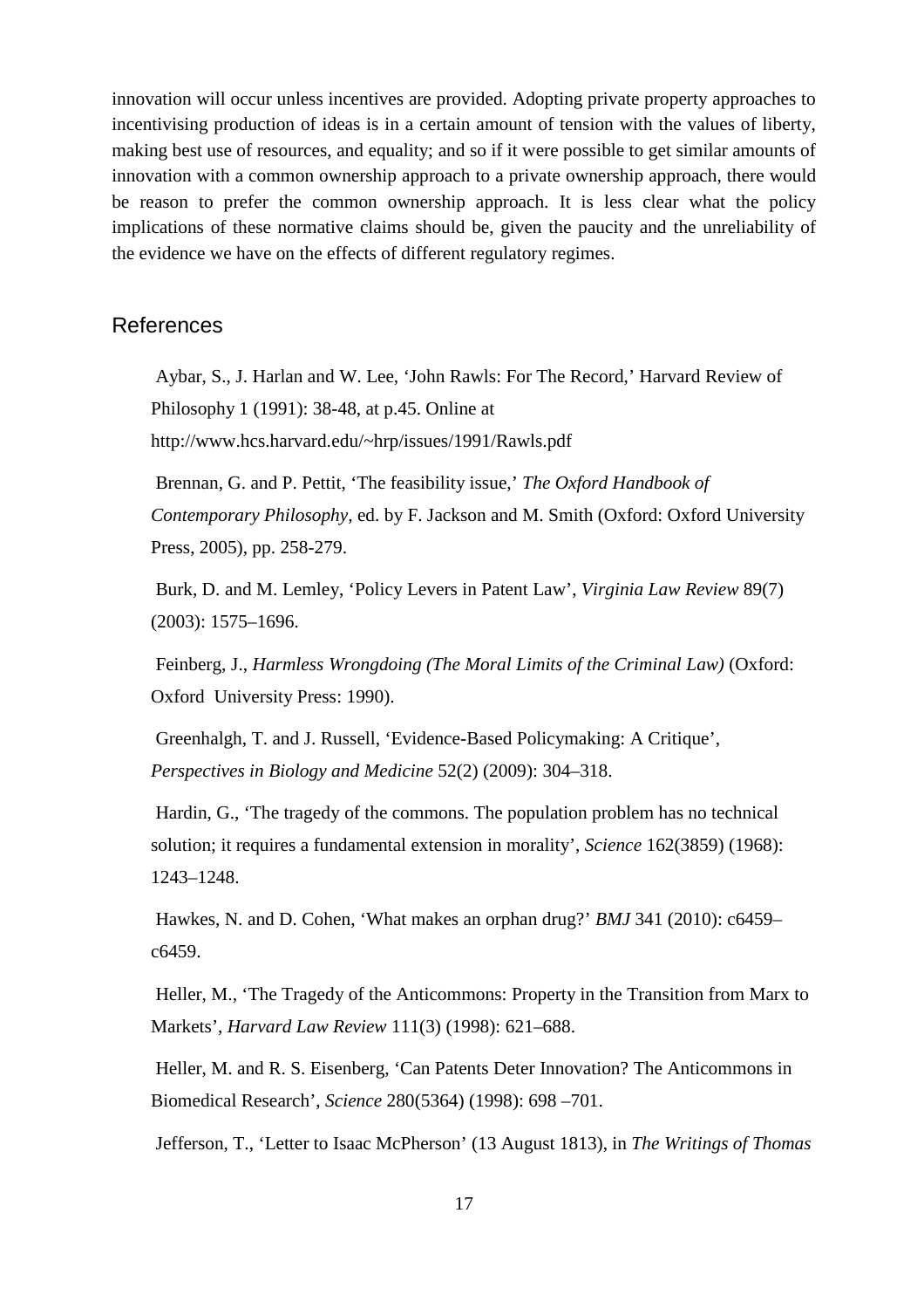innovation will occur unless incentives are provided. Adopting private property approaches to incentivising production of ideas is in a certain amount of tension with the values of liberty, making best use of resources, and equality; and so if it were possible to get similar amounts of innovation with a common ownership approach to a private ownership approach, there would be reason to prefer the common ownership approach. It is less clear what the policy implications of these normative claims should be, given the paucity and the unreliability of the evidence we have on the effects of different regulatory regimes.

## References

Aybar, S., J. Harlan and W. Lee, 'John Rawls: For The Record,' Harvard Review of Philosophy 1 (1991): 38-48, at p.45. Online at http://www.hcs.harvard.edu/~hrp/issues/1991/Rawls.pdf

Brennan, G. and P. Pettit, 'The feasibility issue,' *The Oxford Handbook of Contemporary Philosophy*, ed. by F. Jackson and M. Smith (Oxford: Oxford University Press, 2005), pp. 258-279.

Burk, D. and M. Lemley, 'Policy Levers in Patent Law', *Virginia Law Review* 89(7) (2003): 1575–1696.

Feinberg, J., *Harmless Wrongdoing (The Moral Limits of the Criminal Law)* (Oxford: Oxford University Press: 1990).

Greenhalgh, T. and J. Russell, 'Evidence-Based Policymaking: A Critique', *Perspectives in Biology and Medicine* 52(2) (2009): 304–318.

Hardin, G., 'The tragedy of the commons. The population problem has no technical solution; it requires a fundamental extension in morality', *Science* 162(3859) (1968): 1243–1248.

Hawkes, N. and D. Cohen, 'What makes an orphan drug?' *BMJ* 341 (2010): c6459–c6459.

Heller, M., 'The Tragedy of the Anticommons: Property in the Transition from Marx to Markets', *Harvard Law Review* 111(3) (1998): 621–688.

Heller, M. and R. S. Eisenberg, 'Can Patents Deter Innovation? The Anticommons in Biomedical Research', *Science* 280(5364) (1998): 698 –701.

Jefferson, T., 'Letter to Isaac McPherson' (13 August 1813), in *The Writings of Thomas*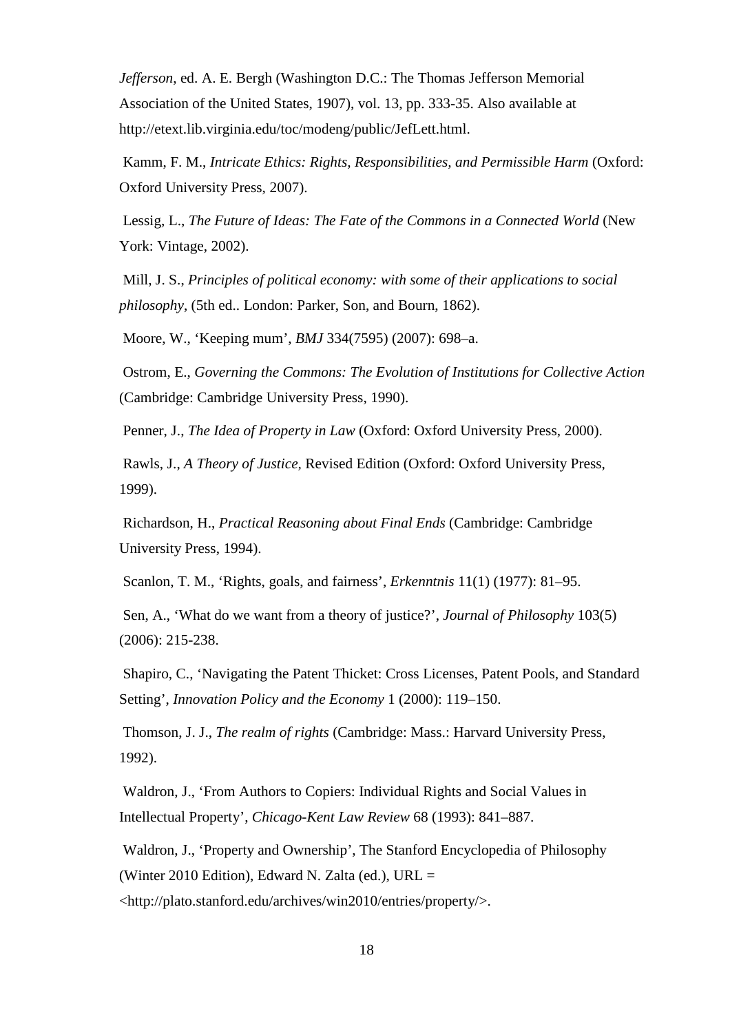*Jefferson*, ed. A. E. Bergh (Washington D.C.: The Thomas Jefferson Memorial Association of the United States, 1907), vol. 13, pp. 333-35. Also available at http://etext.lib.virginia.edu/toc/modeng/public/JefLett.html.

Kamm, F. M., *Intricate Ethics: Rights, Responsibilities, and Permissible Harm* (Oxford: Oxford University Press, 2007).

Lessig, L., *The Future of Ideas: The Fate of the Commons in a Connected World* (New York: Vintage, 2002).

Mill, J. S., *Principles of political economy: with some of their applications to social philosophy*, (5th ed.. London: Parker, Son, and Bourn, 1862).

Moore, W., 'Keeping mum', *BMJ* 334(7595) (2007): 698–a.

Ostrom, E., *Governing the Commons: The Evolution of Institutions for Collective Action* (Cambridge: Cambridge University Press, 1990).

Penner, J., *The Idea of Property in Law* (Oxford: Oxford University Press, 2000).

Rawls, J., *A Theory of Justice*, Revised Edition (Oxford: Oxford University Press, 1999).

Richardson, H., *Practical Reasoning about Final Ends* (Cambridge: Cambridge University Press, 1994).

Scanlon, T. M., 'Rights, goals, and fairness', *Erkenntnis* 11(1) (1977): 81–95.

Sen, A., 'What do we want from a theory of justice?', *Journal of Philosophy* 103(5) (2006): 215-238.

Shapiro, C., 'Navigating the Patent Thicket: Cross Licenses, Patent Pools, and Standard Setting', *Innovation Policy and the Economy* 1 (2000): 119–150.

Thomson, J. J., *The realm of rights* (Cambridge: Mass.: Harvard University Press, 1992).

Waldron, J., 'From Authors to Copiers: Individual Rights and Social Values in Intellectual Property', *Chicago-Kent Law Review* 68 (1993): 841–887.

Waldron, J., 'Property and Ownership', The Stanford Encyclopedia of Philosophy (Winter 2010 Edition), Edward N. Zalta (ed.), URL = <http://plato.stanford.edu/archives/win2010/entries/property/>.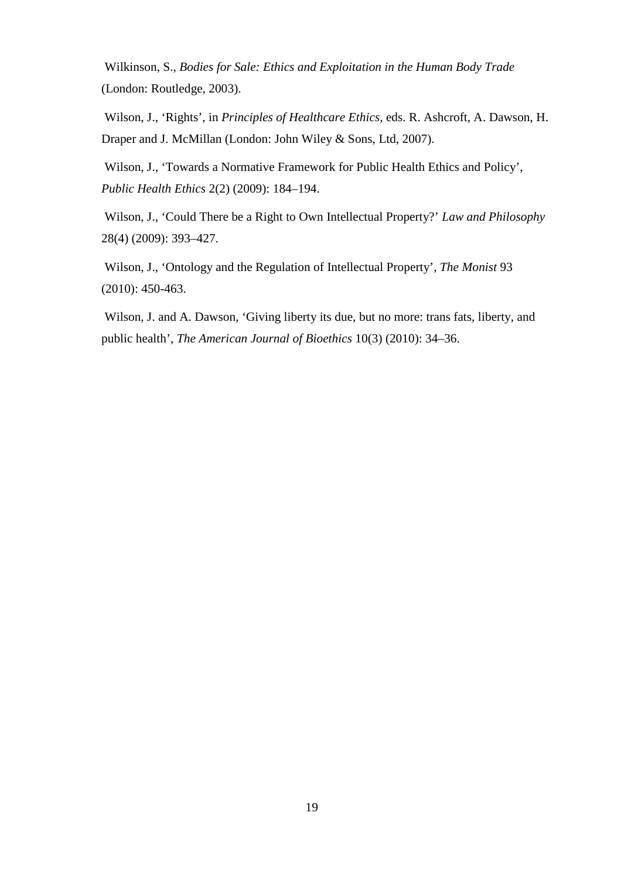Wilkinson, S., *Bodies for Sale: Ethics and Exploitation in the Human Body Trade* (London: Routledge, 2003).

Wilson, J., 'Rights', in *Principles of Healthcare Ethics*, eds. R. Ashcroft, A. Dawson, H. Draper and J. McMillan (London: John Wiley & Sons, Ltd, 2007).

Wilson, J., 'Towards a Normative Framework for Public Health Ethics and Policy', *Public Health Ethics* 2(2) (2009): 184–194.

Wilson, J., 'Could There be a Right to Own Intellectual Property?' *Law and Philosophy* 28(4) (2009): 393–427.

Wilson, J., 'Ontology and the Regulation of Intellectual Property', *The Monist* 93 (2010): 450-463.

Wilson, J. and A. Dawson, 'Giving liberty its due, but no more: trans fats, liberty, and public health', *The American Journal of Bioethics* 10(3) (2010): 34–36.